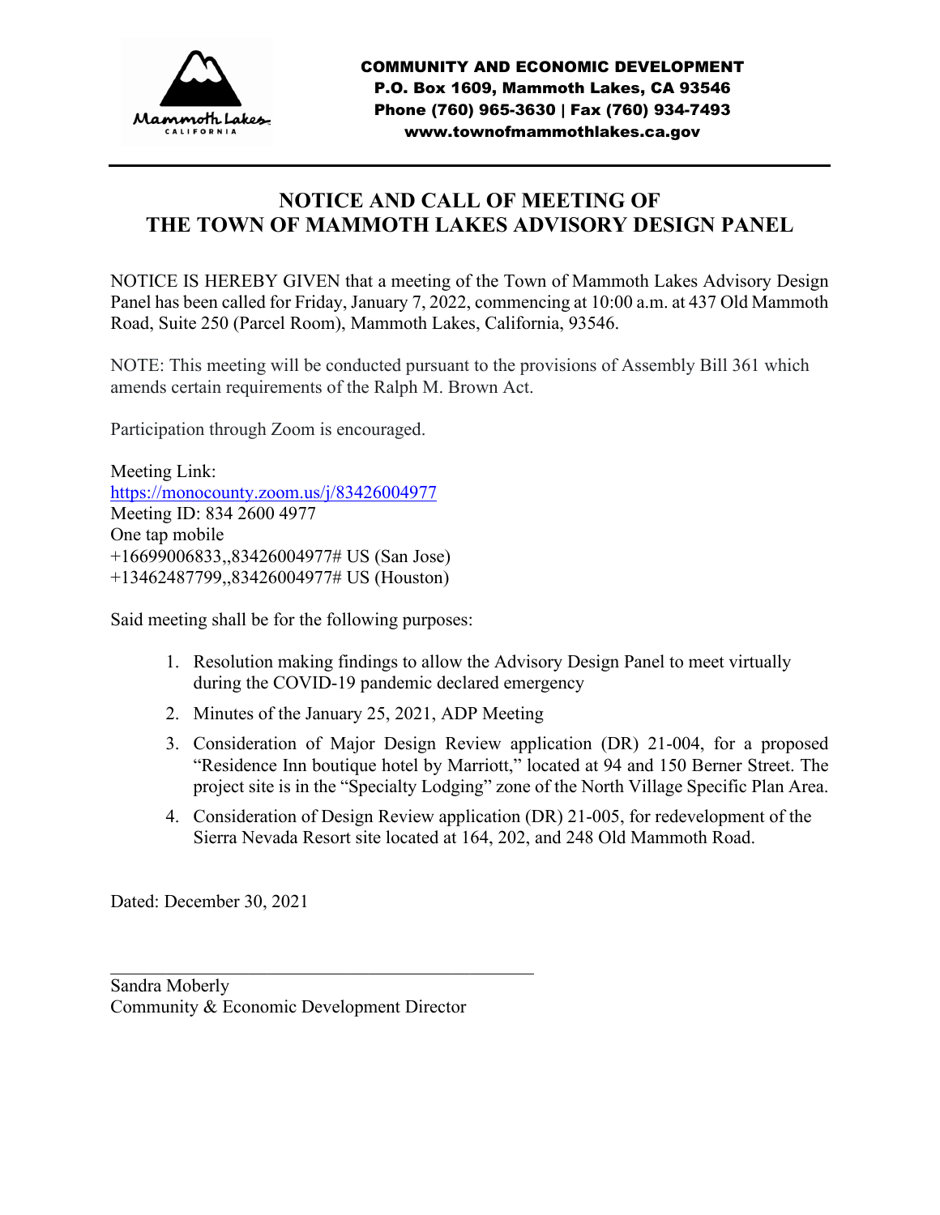Mammoth Lakes
CALIFORNIA

**COMMUNITY AND ECONOMIC DEVELOPMENT**
**P.O. Box 1609, Mammoth Lakes, CA 93546**
**Phone (760) 965-3630 | Fax (760) 934-7493**
**www.townofmammothlakes.ca.gov**

# NOTICE AND CALL OF MEETING OF THE TOWN OF MAMMOTH LAKES ADVISORY DESIGN PANEL

NOTICE IS HEREBY GIVEN that a meeting of the Town of Mammoth Lakes Advisory Design Panel has been called for Friday, January 7, 2022, commencing at 10:00 a.m. at 437 Old Mammoth Road, Suite 250 (Parcel Room), Mammoth Lakes, California, 93546.

NOTE: This meeting will be conducted pursuant to the provisions of Assembly Bill 361 which amends certain requirements of the Ralph M. Brown Act.

Participation through Zoom is encouraged.

Meeting Link:
https://monocounty.zoom.us/j/83426004977
Meeting ID: 834 2600 4977
One tap mobile
+16699006833,,83426004977# US (San Jose)
+13462487799,,83426004977# US (Houston)

Said meeting shall be for the following purposes:

1. Resolution making findings to allow the Advisory Design Panel to meet virtually during the COVID-19 pandemic declared emergency
2. Minutes of the January 25, 2021, ADP Meeting
3. Consideration of Major Design Review application (DR) 21-004, for a proposed "Residence Inn boutique hotel by Marriott," located at 94 and 150 Berner Street. The project site is in the "Specialty Lodging" zone of the North Village Specific Plan Area.
4. Consideration of Design Review application (DR) 21-005, for redevelopment of the Sierra Nevada Resort site located at 164, 202, and 248 Old Mammoth Road.

Dated: December 30, 2021

\_\_\_\_\_\_\_\_\_\_\_\_\_\_\_\_\_\_\_\_\_\_\_\_\_\_\_\_\_\_\_\_\_\_\_\_\_\_\_\_
Sandra Moberly
Community & Economic Development Director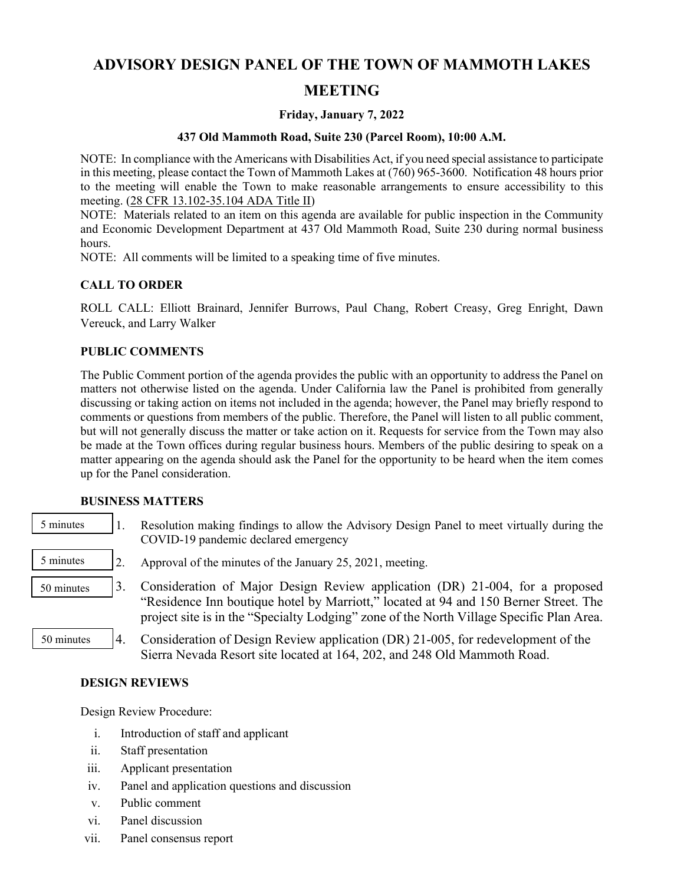# ADVISORY DESIGN PANEL OF THE TOWN OF MAMMOTH LAKES MEETING

**Friday, January 7, 2022**

**437 Old Mammoth Road, Suite 230 (Parcel Room), 10:00 A.M.**

NOTE: In compliance with the Americans with Disabilities Act, if you need special assistance to participate in this meeting, please contact the Town of Mammoth Lakes at (760) 965-3600. Notification 48 hours prior to the meeting will enable the Town to make reasonable arrangements to ensure accessibility to this meeting. (28 CFR 13.102-35.104 ADA Title II)

NOTE: Materials related to an item on this agenda are available for public inspection in the Community and Economic Development Department at 437 Old Mammoth Road, Suite 230 during normal business hours.

NOTE: All comments will be limited to a speaking time of five minutes.

### CALL TO ORDER

ROLL CALL: Elliott Brainard, Jennifer Burrows, Paul Chang, Robert Creasy, Greg Enright, Dawn Vereuck, and Larry Walker

### PUBLIC COMMENTS

The Public Comment portion of the agenda provides the public with an opportunity to address the Panel on matters not otherwise listed on the agenda. Under California law the Panel is prohibited from generally discussing or taking action on items not included in the agenda; however, the Panel may briefly respond to comments or questions from members of the public. Therefore, the Panel will listen to all public comment, but will not generally discuss the matter or take action on it. Requests for service from the Town may also be made at the Town offices during regular business hours. Members of the public desiring to speak on a matter appearing on the agenda should ask the Panel for the opportunity to be heard when the item comes up for the Panel consideration.

### BUSINESS MATTERS

5 minutes

1. Resolution making findings to allow the Advisory Design Panel to meet virtually during the COVID-19 pandemic declared emergency

5 minutes

2. Approval of the minutes of the January 25, 2021, meeting.

50 minutes

3. Consideration of Major Design Review application (DR) 21-004, for a proposed "Residence Inn boutique hotel by Marriott," located at 94 and 150 Berner Street. The project site is in the "Specialty Lodging" zone of the North Village Specific Plan Area.

50 minutes

4. Consideration of Design Review application (DR) 21-005, for redevelopment of the Sierra Nevada Resort site located at 164, 202, and 248 Old Mammoth Road.

### DESIGN REVIEWS

Design Review Procedure:

i. Introduction of staff and applicant
ii. Staff presentation
iii. Applicant presentation
iv. Panel and application questions and discussion
v. Public comment
vi. Panel discussion
vii. Panel consensus report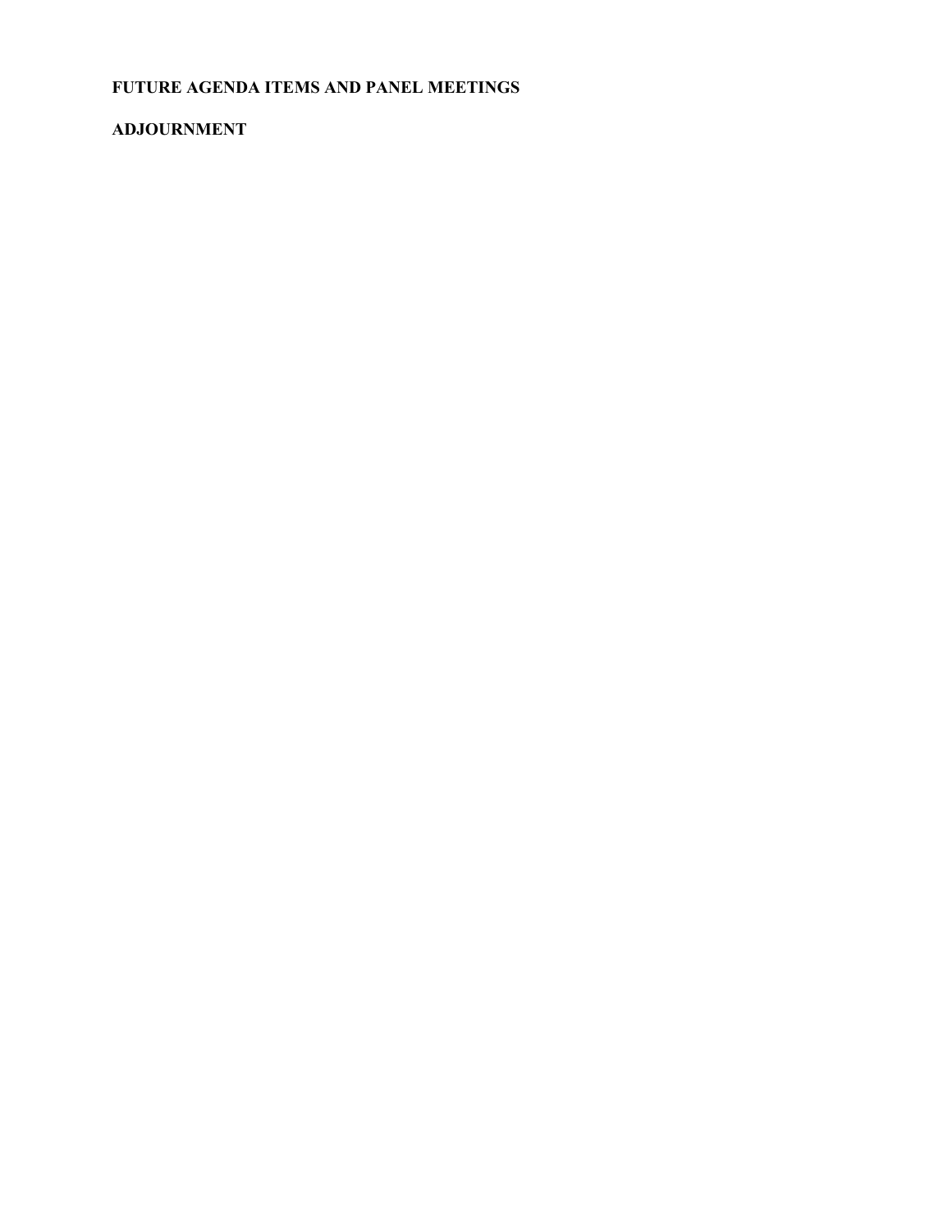**FUTURE AGENDA ITEMS AND PANEL MEETINGS**

**ADJOURNMENT**